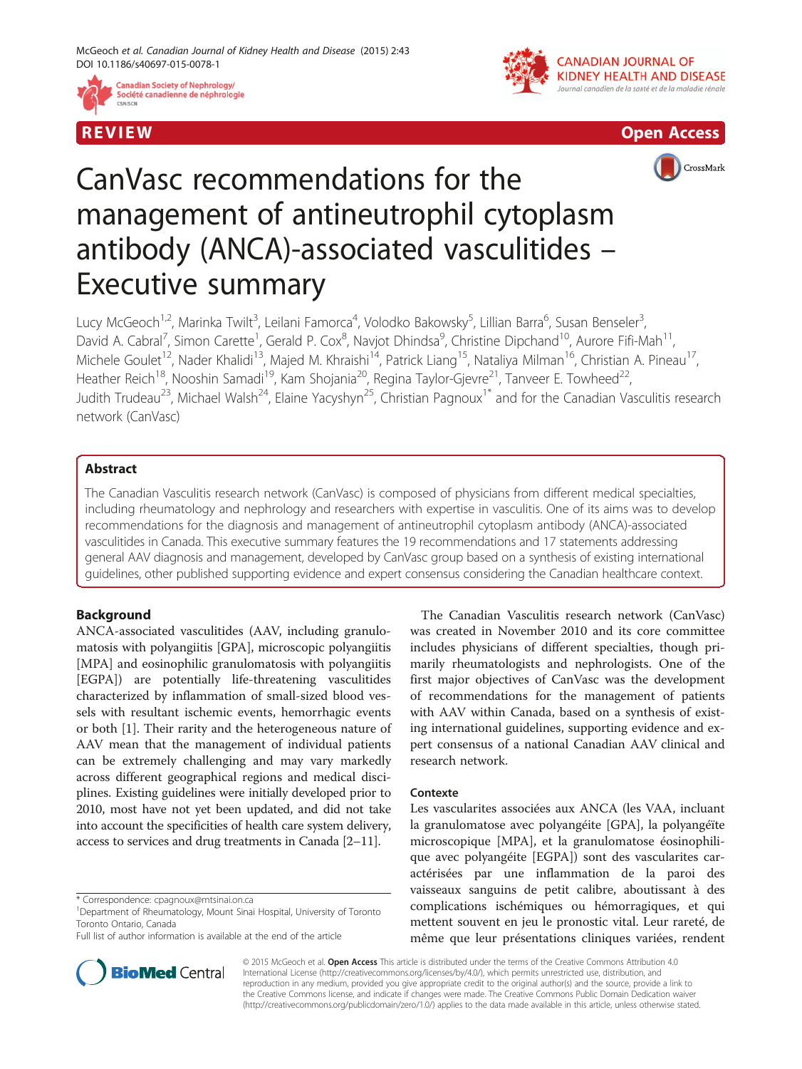REVIEW Open Access

# CanVasc recommendations for the management of antineutrophil cytoplasm antibody (ANCA)-associated vasculitides – Executive summary

Lucy McGeoch[1,2], Marinka Twilt[3], Leilani Famorca[4], Volodko Bakowsky[5], Lillian Barra[6], Susan Benseler[3], David A. Cabral[7], Simon Carette[1], Gerald P. Cox[8], Navjot Dhindsa[9], Christine Dipchand[10], Aurore Fifi-Mah[11], Michele Goulet[12], Nader Khalidi[13], Majed M. Khraishi[14], Patrick Liang[15], Nataliya Milman[16], Christian A. Pineau[17], Heather Reich[18], Nooshin Samadi[19], Kam Shojania[20], Regina Taylor-Gjevre[21], Tanveer E. Towheed[22], Judith Trudeau[23], Michael Walsh[24], Elaine Yacyshyn[25], Christian Pagnoux[1*] and for the Canadian Vasculitis research network (CanVasc)

## Abstract

The Canadian Vasculitis research network (CanVasc) is composed of physicians from different medical specialties, including rheumatology and nephrology and researchers with expertise in vasculitis. One of its aims was to develop recommendations for the diagnosis and management of antineutrophil cytoplasm antibody (ANCA)-associated vasculitides in Canada. This executive summary features the 19 recommendations and 17 statements addressing general AAV diagnosis and management, developed by CanVasc group based on a synthesis of existing international guidelines, other published supporting evidence and expert consensus considering the Canadian healthcare context.

## Background

ANCA-associated vasculitides (AAV, including granulomatosis with polyangiitis [GPA], microscopic polyangiitis [MPA] and eosinophilic granulomatosis with polyangiitis [EGPA]) are potentially life-threatening vasculitides characterized by inflammation of small-sized blood vessels with resultant ischemic events, hemorrhagic events or both [1]. Their rarity and the heterogeneous nature of AAV mean that the management of individual patients can be extremely challenging and may vary markedly across different geographical regions and medical disciplines. Existing guidelines were initially developed prior to 2010, most have not yet been updated, and did not take into account the specificities of health care system delivery, access to services and drug treatments in Canada [2–11].

The Canadian Vasculitis research network (CanVasc) was created in November 2010 and its core committee includes physicians of different specialties, though primarily rheumatologists and nephrologists. One of the first major objectives of CanVasc was the development of recommendations for the management of patients with AAV within Canada, based on a synthesis of existing international guidelines, supporting evidence and expert consensus of a national Canadian AAV clinical and research network.

## Contexte

Les vascularites associées aux ANCA (les VAA, incluant la granulomatose avec polyangéite [GPA], la polyangéïte microscopique [MPA], et la granulomatose éosinophilique avec polyangéite [EGPA]) sont des vascularites caractérisées par une inflammation de la paroi des vaisseaux sanguins de petit calibre, aboutissant à des complications ischémiques ou hémorragiques, et qui mettent souvent en jeu le pronostic vital. Leur rareté, de même que leur présentations cliniques variées, rendent

\* Correspondence: cpagnoux@mtsinai.on.ca
[1]Department of Rheumatology, Mount Sinai Hospital, University of Toronto Toronto Ontario, Canada
Full list of author information is available at the end of the article

© 2015 McGeoch et al. **Open Access** This article is distributed under the terms of the Creative Commons Attribution 4.0 International License (http://creativecommons.org/licenses/by/4.0/), which permits unrestricted use, distribution, and reproduction in any medium, provided you give appropriate credit to the original author(s) and the source, provide a link to the Creative Commons license, and indicate if changes were made. The Creative Commons Public Domain Dedication waiver (http://creativecommons.org/publicdomain/zero/1.0/) applies to the data made available in this article, unless otherwise stated.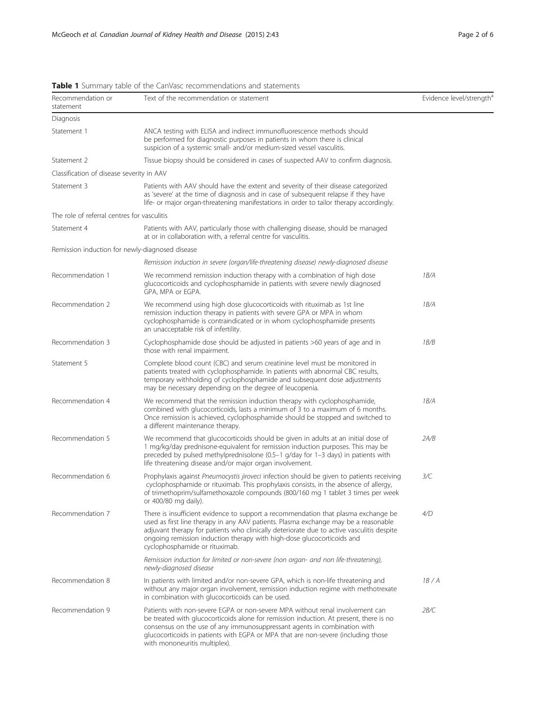**Table 1** Summary table of the CanVasc recommendations and statements

| Recommendation or statement | Text of the recommendation or statement | Evidence level/strength[a] |
|---|---|---|
| Diagnosis | | |
| Statement 1 | ANCA testing with ELISA and indirect immunofluorescence methods should be performed for diagnostic purposes in patients in whom there is clinical suspicion of a systemic small- and/or medium-sized vessel vasculitis. | |
| Statement 2 | Tissue biopsy should be considered in cases of suspected AAV to confirm diagnosis. | |
| Classification of disease severity in AAV | | |
| Statement 3 | Patients with AAV should have the extent and severity of their disease categorized as 'severe' at the time of diagnosis and in case of subsequent relapse if they have life- or major organ-threatening manifestations in order to tailor therapy accordingly. | |
| The role of referral centres for vasculitis | | |
| Statement 4 | Patients with AAV, particularly those with challenging disease, should be managed at or in collaboration with, a referral centre for vasculitis. | |
| Remission induction for newly-diagnosed disease | | |
| | *Remission induction in severe (organ/life-threatening disease) newly-diagnosed disease* | |
| Recommendation 1 | We recommend remission induction therapy with a combination of high dose glucocorticoids and cyclophosphamide in patients with severe newly diagnosed GPA, MPA or EGPA. | *1B/A* |
| Recommendation 2 | We recommend using high dose glucocorticoids with rituximab as 1st line remission induction therapy in patients with severe GPA or MPA in whom cyclophosphamide is contraindicated or in whom cyclophosphamide presents an unacceptable risk of infertility. | *1B/A* |
| Recommendation 3 | Cyclophosphamide dose should be adjusted in patients >60 years of age and in those with renal impairment. | *1B/B* |
| Statement 5 | Complete blood count (CBC) and serum creatinine level must be monitored in patients treated with cyclophosphamide. In patients with abnormal CBC results, temporary withholding of cyclophosphamide and subsequent dose adjustments may be necessary depending on the degree of leucopenia. | |
| Recommendation 4 | We recommend that the remission induction therapy with cyclophosphamide, combined with glucocorticoids, lasts a minimum of 3 to a maximum of 6 months. Once remission is achieved, cyclophosphamide should be stopped and switched to a different maintenance therapy. | *1B/A* |
| Recommendation 5 | We recommend that glucocorticoids should be given in adults at an initial dose of 1 mg/kg/day prednisone-equivalent for remission induction purposes. This may be preceded by pulsed methylprednisolone (0.5–1 g/day for 1–3 days) in patients with life threatening disease and/or major organ involvement. | *2A/B* |
| Recommendation 6 | Prophylaxis against *Pneumocystis jiroveci* infection should be given to patients receiving cyclophosphamide or rituximab. This prophylaxis consists, in the absence of allergy, of trimethoprim/sulfamethoxazole compounds (800/160 mg 1 tablet 3 times per week or 400/80 mg daily). | *3/C* |
| Recommendation 7 | There is insufficient evidence to support a recommendation that plasma exchange be used as first line therapy in any AAV patients. Plasma exchange may be a reasonable adjuvant therapy for patients who clinically deteriorate due to active vasculitis despite ongoing remission induction therapy with high-dose glucocorticoids and cyclophosphamide or rituximab. | *4/D* |
| | *Remission induction for limited or non-severe (non organ- and non life-threatening), newly-diagnosed disease* | |
| Recommendation 8 | In patients with limited and/or non-severe GPA, which is non-life threatening and without any major organ involvement, remission induction regime with methotrexate in combination with glucocorticoids can be used. | *1B / A* |
| Recommendation 9 | Patients with non-severe EGPA or non-severe MPA without renal involvement can be treated with glucocorticoids alone for remission induction. At present, there is no consensus on the use of any immunosuppressant agents in combination with glucocorticoids in patients with EGPA or MPA that are non-severe (including those with mononeuritis multiplex). | *2B/C* |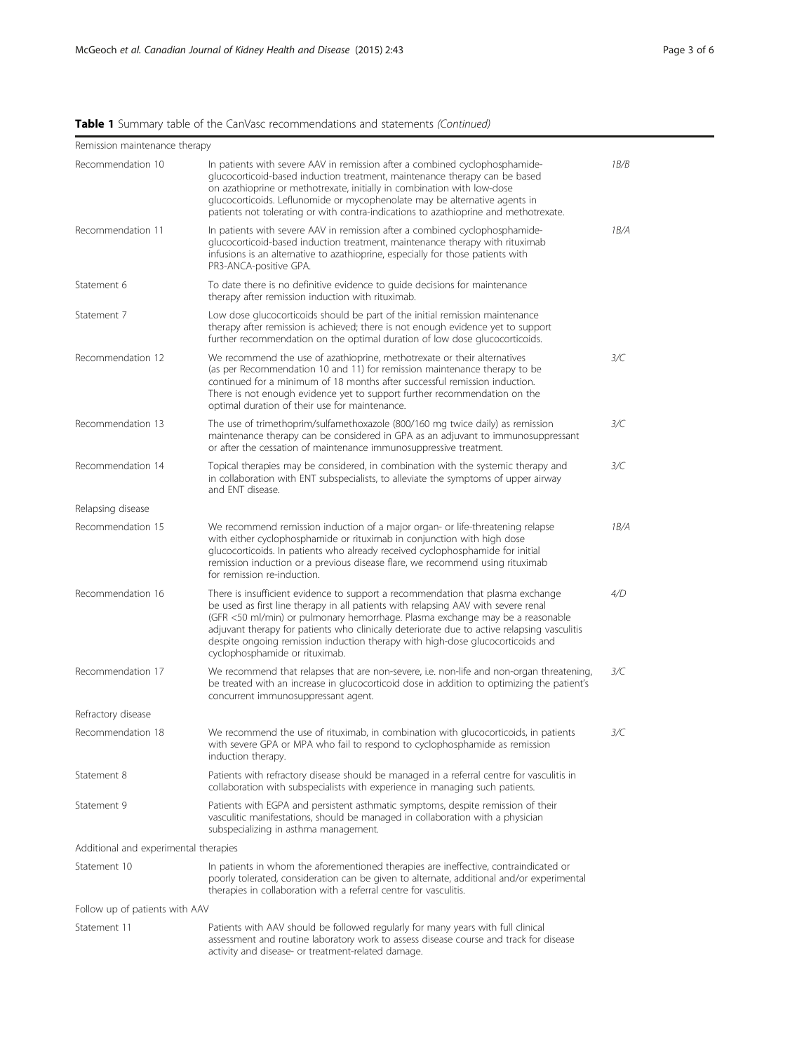**Table 1** Summary table of the CanVasc recommendations and statements *(Continued)*

| | | |
|---|---|---|
| Remission maintenance therapy | | |
| Recommendation 10 | In patients with severe AAV in remission after a combined cyclophosphamide-glucocorticoid-based induction treatment, maintenance therapy can be based on azathioprine or methotrexate, initially in combination with low-dose glucocorticoids. Leflunomide or mycophenolate may be alternative agents in patients not tolerating or with contra-indications to azathioprine and methotrexate. | *1B/B* |
| Recommendation 11 | In patients with severe AAV in remission after a combined cyclophosphamide-glucocorticoid-based induction treatment, maintenance therapy with rituximab infusions is an alternative to azathioprine, especially for those patients with PR3-ANCA-positive GPA. | *1B/A* |
| Statement 6 | To date there is no definitive evidence to guide decisions for maintenance therapy after remission induction with rituximab. | |
| Statement 7 | Low dose glucocorticoids should be part of the initial remission maintenance therapy after remission is achieved; there is not enough evidence yet to support further recommendation on the optimal duration of low dose glucocorticoids. | |
| Recommendation 12 | We recommend the use of azathioprine, methotrexate or their alternatives (as per Recommendation 10 and 11) for remission maintenance therapy to be continued for a minimum of 18 months after successful remission induction. There is not enough evidence yet to support further recommendation on the optimal duration of their use for maintenance. | *3/C* |
| Recommendation 13 | The use of trimethoprim/sulfamethoxazole (800/160 mg twice daily) as remission maintenance therapy can be considered in GPA as an adjuvant to immunosuppressant or after the cessation of maintenance immunosuppressive treatment. | *3/C* |
| Recommendation 14 | Topical therapies may be considered, in combination with the systemic therapy and in collaboration with ENT subspecialists, to alleviate the symptoms of upper airway and ENT disease. | *3/C* |
| Relapsing disease | | |
| Recommendation 15 | We recommend remission induction of a major organ- or life-threatening relapse with either cyclophosphamide or rituximab in conjunction with high dose glucocorticoids. In patients who already received cyclophosphamide for initial remission induction or a previous disease flare, we recommend using rituximab for remission re-induction. | *1B/A* |
| Recommendation 16 | There is insufficient evidence to support a recommendation that plasma exchange be used as first line therapy in all patients with relapsing AAV with severe renal (GFR <50 ml/min) or pulmonary hemorrhage. Plasma exchange may be a reasonable adjuvant therapy for patients who clinically deteriorate due to active relapsing vasculitis despite ongoing remission induction therapy with high-dose glucocorticoids and cyclophosphamide or rituximab. | *4/D* |
| Recommendation 17 | We recommend that relapses that are non-severe, i.e. non-life and non-organ threatening, be treated with an increase in glucocorticoid dose in addition to optimizing the patient's concurrent immunosuppressant agent. | *3/C* |
| Refractory disease | | |
| Recommendation 18 | We recommend the use of rituximab, in combination with glucocorticoids, in patients with severe GPA or MPA who fail to respond to cyclophosphamide as remission induction therapy. | *3/C* |
| Statement 8 | Patients with refractory disease should be managed in a referral centre for vasculitis in collaboration with subspecialists with experience in managing such patients. | |
| Statement 9 | Patients with EGPA and persistent asthmatic symptoms, despite remission of their vasculitic manifestations, should be managed in collaboration with a physician subspecializing in asthma management. | |
| Additional and experimental therapies | | |
| Statement 10 | In patients in whom the aforementioned therapies are ineffective, contraindicated or poorly tolerated, consideration can be given to alternate, additional and/or experimental therapies in collaboration with a referral centre for vasculitis. | |
| Follow up of patients with AAV | | |
| Statement 11 | Patients with AAV should be followed regularly for many years with full clinical assessment and routine laboratory work to assess disease course and track for disease activity and disease- or treatment-related damage. | |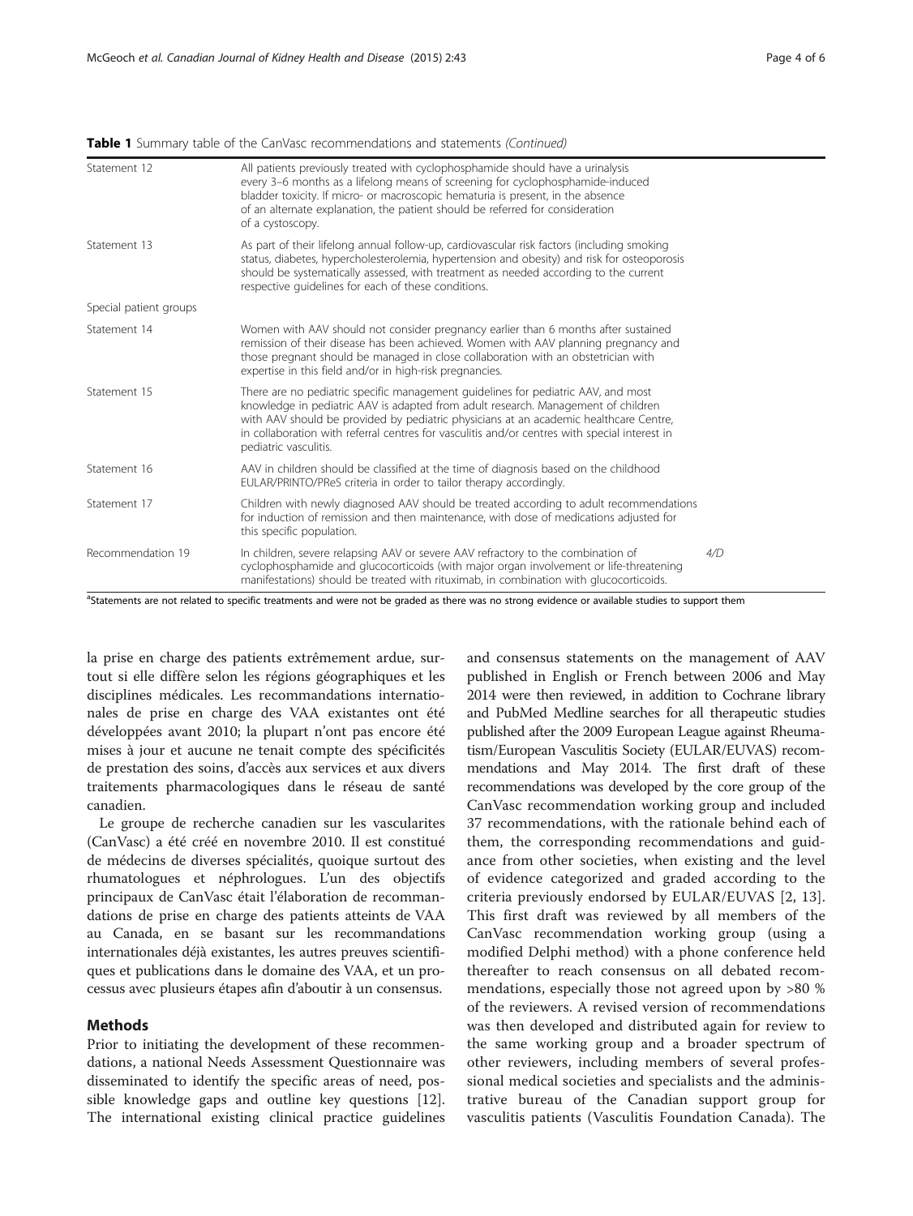**Table 1** Summary table of the CanVasc recommendations and statements *(Continued)*

| | | |
|---|---|---|
| Statement 12 | All patients previously treated with cyclophosphamide should have a urinalysis every 3–6 months as a lifelong means of screening for cyclophosphamide-induced bladder toxicity. If micro- or macroscopic hematuria is present, in the absence of an alternate explanation, the patient should be referred for consideration of a cystoscopy. | |
| Statement 13 | As part of their lifelong annual follow-up, cardiovascular risk factors (including smoking status, diabetes, hypercholesterolemia, hypertension and obesity) and risk for osteoporosis should be systematically assessed, with treatment as needed according to the current respective guidelines for each of these conditions. | |
| Special patient groups | | |
| Statement 14 | Women with AAV should not consider pregnancy earlier than 6 months after sustained remission of their disease has been achieved. Women with AAV planning pregnancy and those pregnant should be managed in close collaboration with an obstetrician with expertise in this field and/or in high-risk pregnancies. | |
| Statement 15 | There are no pediatric specific management guidelines for pediatric AAV, and most knowledge in pediatric AAV is adapted from adult research. Management of children with AAV should be provided by pediatric physicians at an academic healthcare Centre, in collaboration with referral centres for vasculitis and/or centres with special interest in pediatric vasculitis. | |
| Statement 16 | AAV in children should be classified at the time of diagnosis based on the childhood EULAR/PRINTO/PReS criteria in order to tailor therapy accordingly. | |
| Statement 17 | Children with newly diagnosed AAV should be treated according to adult recommendations for induction of remission and then maintenance, with dose of medications adjusted for this specific population. | |
| Recommendation 19 | In children, severe relapsing AAV or severe AAV refractory to the combination of cyclophosphamide and glucocorticoids (with major organ involvement or life-threatening manifestations) should be treated with rituximab, in combination with glucocorticoids. | 4/D |

[a]Statements are not related to specific treatments and were not be graded as there was no strong evidence or available studies to support them

la prise en charge des patients extrêmement ardue, surtout si elle diffère selon les régions géographiques et les disciplines médicales. Les recommandations internationales de prise en charge des VAA existantes ont été développées avant 2010; la plupart n'ont pas encore été mises à jour et aucune ne tenait compte des spécificités de prestation des soins, d'accès aux services et aux divers traitements pharmacologiques dans le réseau de santé canadien.

Le groupe de recherche canadien sur les vascularites (CanVasc) a été créé en novembre 2010. Il est constitué de médecins de diverses spécialités, quoique surtout des rhumatologues et néphrologues. L'un des objectifs principaux de CanVasc était l'élaboration de recommandations de prise en charge des patients atteints de VAA au Canada, en se basant sur les recommandations internationales déjà existantes, les autres preuves scientifiques et publications dans le domaine des VAA, et un processus avec plusieurs étapes afin d'aboutir à un consensus.

## Methods

Prior to initiating the development of these recommendations, a national Needs Assessment Questionnaire was disseminated to identify the specific areas of need, possible knowledge gaps and outline key questions [12]. The international existing clinical practice guidelines and consensus statements on the management of AAV published in English or French between 2006 and May 2014 were then reviewed, in addition to Cochrane library and PubMed Medline searches for all therapeutic studies published after the 2009 European League against Rheumatism/European Vasculitis Society (EULAR/EUVAS) recommendations and May 2014. The first draft of these recommendations was developed by the core group of the CanVasc recommendation working group and included 37 recommendations, with the rationale behind each of them, the corresponding recommendations and guidance from other societies, when existing and the level of evidence categorized and graded according to the criteria previously endorsed by EULAR/EUVAS [2, 13]. This first draft was reviewed by all members of the CanVasc recommendation working group (using a modified Delphi method) with a phone conference held thereafter to reach consensus on all debated recommendations, especially those not agreed upon by >80 % of the reviewers. A revised version of recommendations was then developed and distributed again for review to the same working group and a broader spectrum of other reviewers, including members of several professional medical societies and specialists and the administrative bureau of the Canadian support group for vasculitis patients (Vasculitis Foundation Canada). The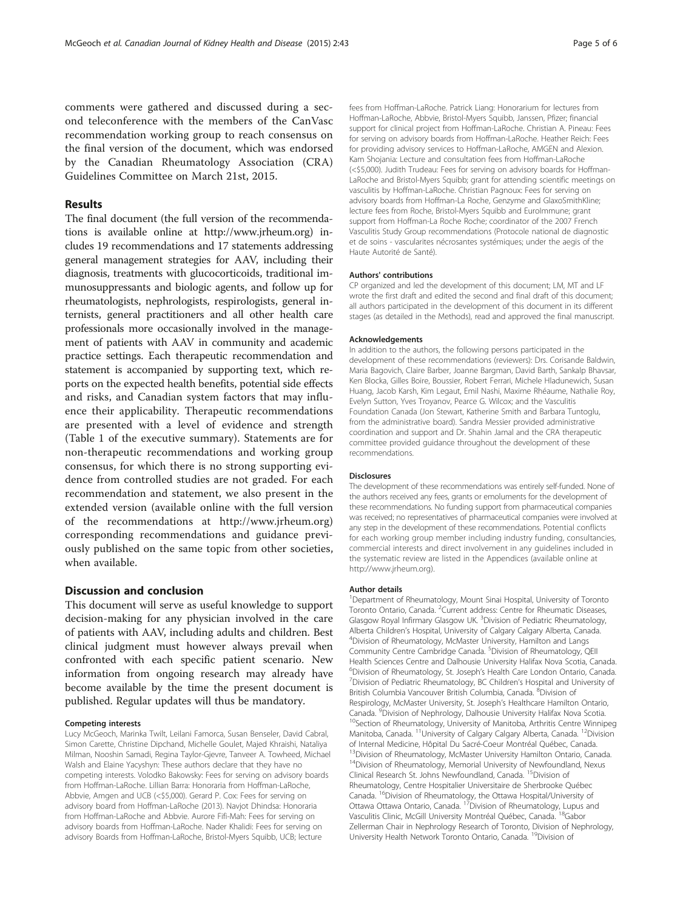comments were gathered and discussed during a second teleconference with the members of the CanVasc recommendation working group to reach consensus on the final version of the document, which was endorsed by the Canadian Rheumatology Association (CRA) Guidelines Committee on March 21st, 2015.

## Results

The final document (the full version of the recommendations is available online at http://www.jrheum.org) includes 19 recommendations and 17 statements addressing general management strategies for AAV, including their diagnosis, treatments with glucocorticoids, traditional immunosuppressants and biologic agents, and follow up for rheumatologists, nephrologists, respirologists, general internists, general practitioners and all other health care professionals more occasionally involved in the management of patients with AAV in community and academic practice settings. Each therapeutic recommendation and statement is accompanied by supporting text, which reports on the expected health benefits, potential side effects and risks, and Canadian system factors that may influence their applicability. Therapeutic recommendations are presented with a level of evidence and strength (Table 1 of the executive summary). Statements are for non-therapeutic recommendations and working group consensus, for which there is no strong supporting evidence from controlled studies are not graded. For each recommendation and statement, we also present in the extended version (available online with the full version of the recommendations at http://www.jrheum.org) corresponding recommendations and guidance previously published on the same topic from other societies, when available.

## Discussion and conclusion

This document will serve as useful knowledge to support decision-making for any physician involved in the care of patients with AAV, including adults and children. Best clinical judgment must however always prevail when confronted with each specific patient scenario. New information from ongoing research may already have become available by the time the present document is published. Regular updates will thus be mandatory.

#### Competing interests

Lucy McGeoch, Marinka Twilt, Leilani Famorca, Susan Benseler, David Cabral, Simon Carette, Christine Dipchand, Michelle Goulet, Majed Khraishi, Nataliya Milman, Nooshin Samadi, Regina Taylor-Gjevre, Tanveer A. Towheed, Michael Walsh and Elaine Yacyshyn: These authors declare that they have no competing interests. Volodko Bakowsky: Fees for serving on advisory boards from Hoffman-LaRoche. Lillian Barra: Honoraria from Hoffman-LaRoche, Abbvie, Amgen and UCB (<$5,000). Gerard P. Cox: Fees for serving on advisory board from Hoffman-LaRoche (2013). Navjot Dhindsa: Honoraria from Hoffman-LaRoche and Abbvie. Aurore Fifi-Mah: Fees for serving on advisory boards from Hoffman-LaRoche. Nader Khalidi: Fees for serving on advisory Boards from Hoffman-LaRoche, Bristol-Myers Squibb, UCB; lecture fees from Hoffman-LaRoche. Patrick Liang: Honorarium for lectures from Hoffman-LaRoche, Abbvie, Bristol-Myers Squibb, Janssen, Pfizer; financial support for clinical project from Hoffman-LaRoche. Christian A. Pineau: Fees for serving on advisory boards from Hoffman-LaRoche. Heather Reich: Fees for providing advisory services to Hoffman-LaRoche, AMGEN and Alexion. Kam Shojania: Lecture and consultation fees from Hoffman-LaRoche (<$5,000). Judith Trudeau: Fees for serving on advisory boards for Hoffman-LaRoche and Bristol-Myers Squibb; grant for attending scientific meetings on vasculitis by Hoffman-LaRoche. Christian Pagnoux: Fees for serving on advisory boards from Hoffman-La Roche, Genzyme and GlaxoSmithKline; lecture fees from Roche, Bristol-Myers Squibb and EuroImmune; grant support from Hoffman-La Roche Roche; coordinator of the 2007 French Vasculitis Study Group recommendations (Protocole national de diagnostic et de soins - vascularites nécrosantes systémiques; under the aegis of the Haute Autorité de Santé).

#### Authors' contributions

CP organized and led the development of this document; LM, MT and LF wrote the first draft and edited the second and final draft of this document; all authors participated in the development of this document in its different stages (as detailed in the Methods), read and approved the final manuscript.

#### Acknowledgements

In addition to the authors, the following persons participated in the development of these recommendations (reviewers): Drs. Corisande Baldwin, Maria Bagovich, Claire Barber, Joanne Bargman, David Barth, Sankalp Bhavsar, Ken Blocka, Gilles Boire, Boussier, Robert Ferrari, Michele Hladunewich, Susan Huang, Jacob Karsh, Kim Legaut, Emil Nashi, Maxime Rhéaume, Nathalie Roy, Evelyn Sutton, Yves Troyanov, Pearce G. Wilcox; and the Vasculitis Foundation Canada (Jon Stewart, Katherine Smith and Barbara Tuntoglu, from the administrative board). Sandra Messier provided administrative coordination and support and Dr. Shahin Jamal and the CRA therapeutic committee provided guidance throughout the development of these recommendations.

#### Disclosures

The development of these recommendations was entirely self-funded. None of the authors received any fees, grants or emoluments for the development of these recommendations. No funding support from pharmaceutical companies was received; no representatives of pharmaceutical companies were involved at any step in the development of these recommendations. Potential conflicts for each working group member including industry funding, consultancies, commercial interests and direct involvement in any guidelines included in the systematic review are listed in the Appendices (available online at http://www.jrheum.org).

#### Author details

[1]Department of Rheumatology, Mount Sinai Hospital, University of Toronto Toronto Ontario, Canada. [2]Current address: Centre for Rheumatic Diseases, Glasgow Royal Infirmary Glasgow UK. [3]Division of Pediatric Rheumatology, Alberta Children's Hospital, University of Calgary Calgary Alberta, Canada. [4]Division of Rheumatology, McMaster University, Hamilton and Langs Community Centre Cambridge Canada. [5]Division of Rheumatology, QEII Health Sciences Centre and Dalhousie University Halifax Nova Scotia, Canada. [6]Division of Rheumatology, St. Joseph's Health Care London Ontario, Canada. [7]Division of Pediatric Rheumatology, BC Children's Hospital and University of British Columbia Vancouver British Columbia, Canada. [8]Division of Respirology, McMaster University, St. Joseph's Healthcare Hamilton Ontario, Canada. [9]Division of Nephrology, Dalhousie University Halifax Nova Scotia. [10]Section of Rheumatology, University of Manitoba, Arthritis Centre Winnipeg Manitoba, Canada. [11]University of Calgary Calgary Alberta, Canada. [12]Division of Internal Medicine, Hôpital Du Sacré-Coeur Montréal Québec, Canada. [13]Division of Rheumatology, McMaster University Hamilton Ontario, Canada. [14]Division of Rheumatology, Memorial University of Newfoundland, Nexus Clinical Research St. Johns Newfoundland, Canada. [15]Division of Rheumatology, Centre Hospitalier Universitaire de Sherbrooke Québec Canada. [16]Division of Rheumatology, the Ottawa Hospital/University of Ottawa Ottawa Ontario, Canada. [17]Division of Rheumatology, Lupus and Vasculitis Clinic, McGill University Montréal Québec, Canada. [18]Gabor Zellerman Chair in Nephrology Research of Toronto, Division of Nephrology, University Health Network Toronto Ontario, Canada. [19]Division of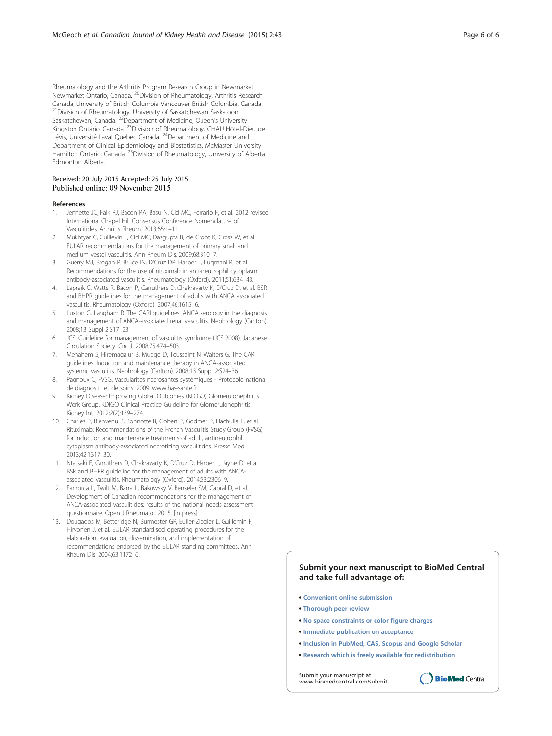Rheumatology and the Arthritis Program Research Group in Newmarket Newmarket Ontario, Canada. [20]Division of Rheumatology, Arthritis Research Canada, University of British Columbia Vancouver British Columbia, Canada. [21]Division of Rheumatology, University of Saskatchewan Saskatoon Saskatchewan, Canada. [22]Department of Medicine, Queen's University Kingston Ontario, Canada. [23]Division of Rheumatology, CHAU Hôtel-Dieu de Lévis, Université Laval Québec Canada. [24]Department of Medicine and Department of Clinical Epidemiology and Biostatistics, McMaster University Hamilton Ontario, Canada. [25]Division of Rheumatology, University of Alberta Edmonton Alberta.

Received: 20 July 2015 Accepted: 25 July 2015
Published online: 09 November 2015

## References

1. Jennette JC, Falk RJ, Bacon PA, Basu N, Cid MC, Ferrario F, et al. 2012 revised International Chapel Hill Consensus Conference Nomenclature of Vasculitides. Arthritis Rheum. 2013;65:1–11.
2. Mukhtyar C, Guillevin L, Cid MC, Dasgupta B, de Groot K, Gross W, et al. EULAR recommendations for the management of primary small and medium vessel vasculitis. Ann Rheum Dis. 2009;68:310–7.
3. Guerry MJ, Brogan P, Bruce IN, D'Cruz DP, Harper L, Luqmani R, et al. Recommendations for the use of rituximab in anti-neutrophil cytoplasm antibody-associated vasculitis. Rheumatology (Oxford). 2011;51:634–43.
4. Lapraik C, Watts R, Bacon P, Carruthers D, Chakravarty K, D'Cruz D, et al. BSR and BHPR guidelines for the management of adults with ANCA associated vasculitis. Rheumatology (Oxford). 2007;46:1615–6.
5. Luxton G, Langham R. The CARI guidelines. ANCA serology in the diagnosis and management of ANCA-associated renal vasculitis. Nephrology (Carlton). 2008;13 Suppl 2:S17–23.
6. JCS. Guideline for management of vasculitis syndrome (JCS 2008). Japanese Circulation Society. Circ J. 2008;75:474–503.
7. Menahem S, Hiremagalur B, Mudge D, Toussaint N, Walters G. The CARI guidelines. Induction and maintenance therapy in ANCA-associated systemic vasculitis. Nephrology (Carlton). 2008;13 Suppl 2:S24–36.
8. Pagnoux C, FVSG. Vascularites nécrosantes systémiques - Protocole national de diagnostic et de soins. 2009. www.has-sante.fr.
9. Kidney Disease: Improving Global Outcomes (KDIGO) Glomerulonephritis Work Group. KDIGO Clinical Practice Guideline for Glomerulonephritis. Kidney Int. 2012;2(2):139–274.
10. Charles P, Bienvenu B, Bonnotte B, Gobert P, Godmer P, Hachulla E, et al. Rituximab: Recommendations of the French Vasculitis Study Group (FVSG) for induction and maintenance treatments of adult, antineutrophil cytoplasm antibody-associated necrotizing vasculitides. Presse Med. 2013;42:1317–30.
11. Ntatsaki E, Carruthers D, Chakravarty K, D'Cruz D, Harper L, Jayne D, et al. BSR and BHPR guideline for the management of adults with ANCA-associated vasculitis. Rheumatology (Oxford). 2014;53:2306–9.
12. Famorca L, Twilt M, Barra L, Bakowsky V, Benseler SM, Cabral D, et al. Development of Canadian recommendations for the management of ANCA-associated vasculitides: results of the national needs assessment questionnaire. Open J Rheumatol. 2015. [In press].
13. Dougados M, Betteridge N, Burmester GR, Euller-Ziegler L, Guillemin F, Hirvonen J, et al. EULAR standardised operating procedures for the elaboration, evaluation, dissemination, and implementation of recommendations endorsed by the EULAR standing committees. Ann Rheum Dis. 2004;63:1172–6.

**Submit your next manuscript to BioMed Central and take full advantage of:**

- Convenient online submission
- Thorough peer review
- No space constraints or color figure charges
- Immediate publication on acceptance
- Inclusion in PubMed, CAS, Scopus and Google Scholar
- Research which is freely available for redistribution

Submit your manuscript at
www.biomedcentral.com/submit

BioMed Central